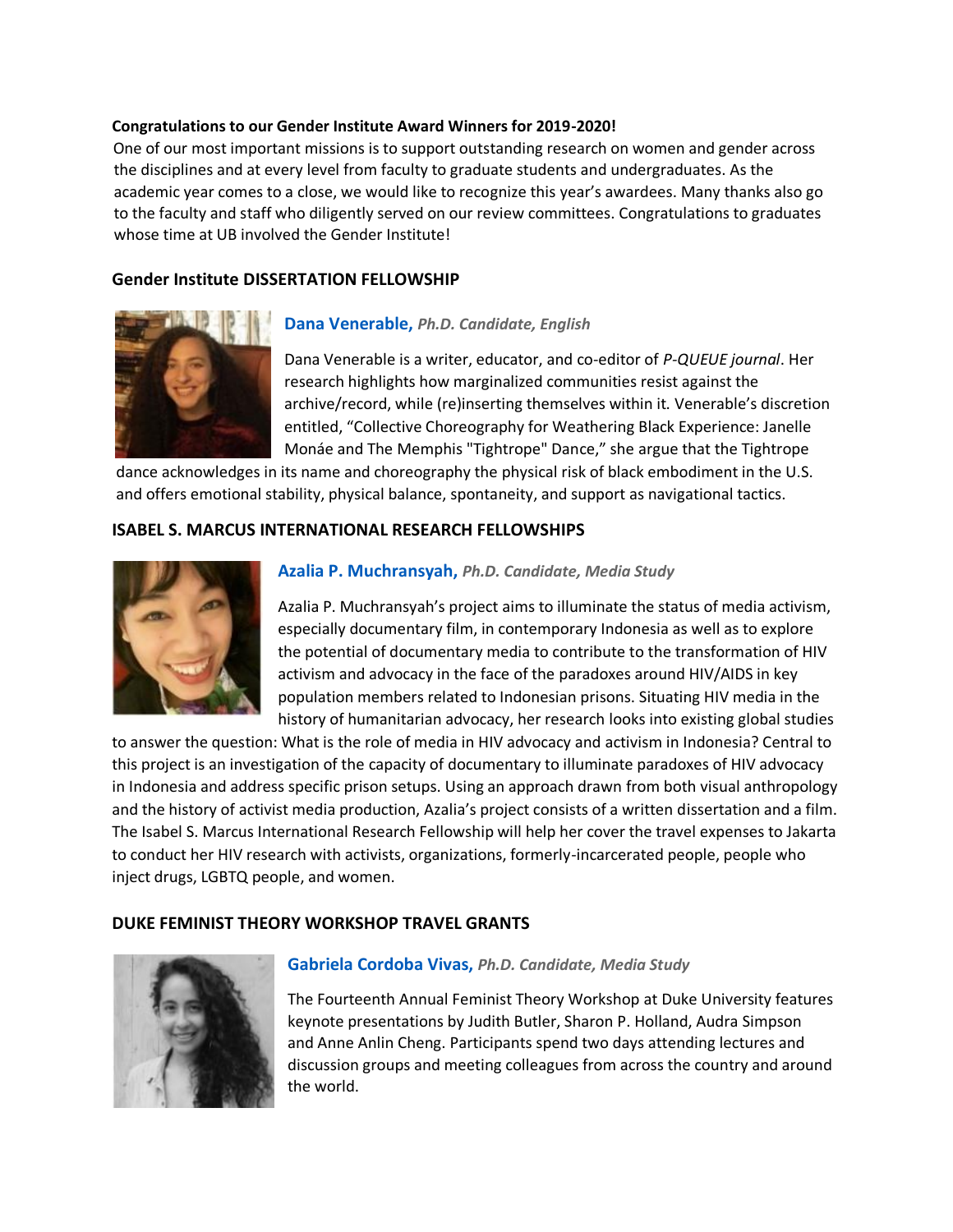**Congratulations to our Gender Institute Award Winners for 2019-2020!**

One of our most important missions is to support outstanding research on women and gender across the disciplines and at every level from faculty to graduate students and undergraduates. As the academic year comes to a close, we would like to recognize this year's awardees. Many thanks also go to the faculty and staff who diligently served on our review committees. Congratulations to graduates whose time at UB involved the Gender Institute!

## Gender Institute DISSERTATION FELLOWSHIP

### Dana Venerable, *Ph.D. Candidate, English*

Dana Venerable is a writer, educator, and co-editor of *P-QUEUE journal*. Her research highlights how marginalized communities resist against the archive/record, while (re)inserting themselves within it. Venerable's discretion entitled, "Collective Choreography for Weathering Black Experience: Janelle Monáe and The Memphis "Tightrope" Dance," she argue that the Tightrope dance acknowledges in its name and choreography the physical risk of black embodiment in the U.S. and offers emotional stability, physical balance, spontaneity, and support as navigational tactics.

## ISABEL S. MARCUS INTERNATIONAL RESEARCH FELLOWSHIPS

### Azalia P. Muchransyah, *Ph.D. Candidate, Media Study*

Azalia P. Muchransyah's project aims to illuminate the status of media activism, especially documentary film, in contemporary Indonesia as well as to explore the potential of documentary media to contribute to the transformation of HIV activism and advocacy in the face of the paradoxes around HIV/AIDS in key population members related to Indonesian prisons. Situating HIV media in the history of humanitarian advocacy, her research looks into existing global studies to answer the question: What is the role of media in HIV advocacy and activism in Indonesia? Central to this project is an investigation of the capacity of documentary to illuminate paradoxes of HIV advocacy in Indonesia and address specific prison setups. Using an approach drawn from both visual anthropology and the history of activist media production, Azalia's project consists of a written dissertation and a film. The Isabel S. Marcus International Research Fellowship will help her cover the travel expenses to Jakarta to conduct her HIV research with activists, organizations, formerly-incarcerated people, people who inject drugs, LGBTQ people, and women.

## DUKE FEMINIST THEORY WORKSHOP TRAVEL GRANTS

### Gabriela Cordoba Vivas, *Ph.D. Candidate, Media Study*

The Fourteenth Annual Feminist Theory Workshop at Duke University features keynote presentations by Judith Butler, Sharon P. Holland, Audra Simpson and Anne Anlin Cheng. Participants spend two days attending lectures and discussion groups and meeting colleagues from across the country and around the world.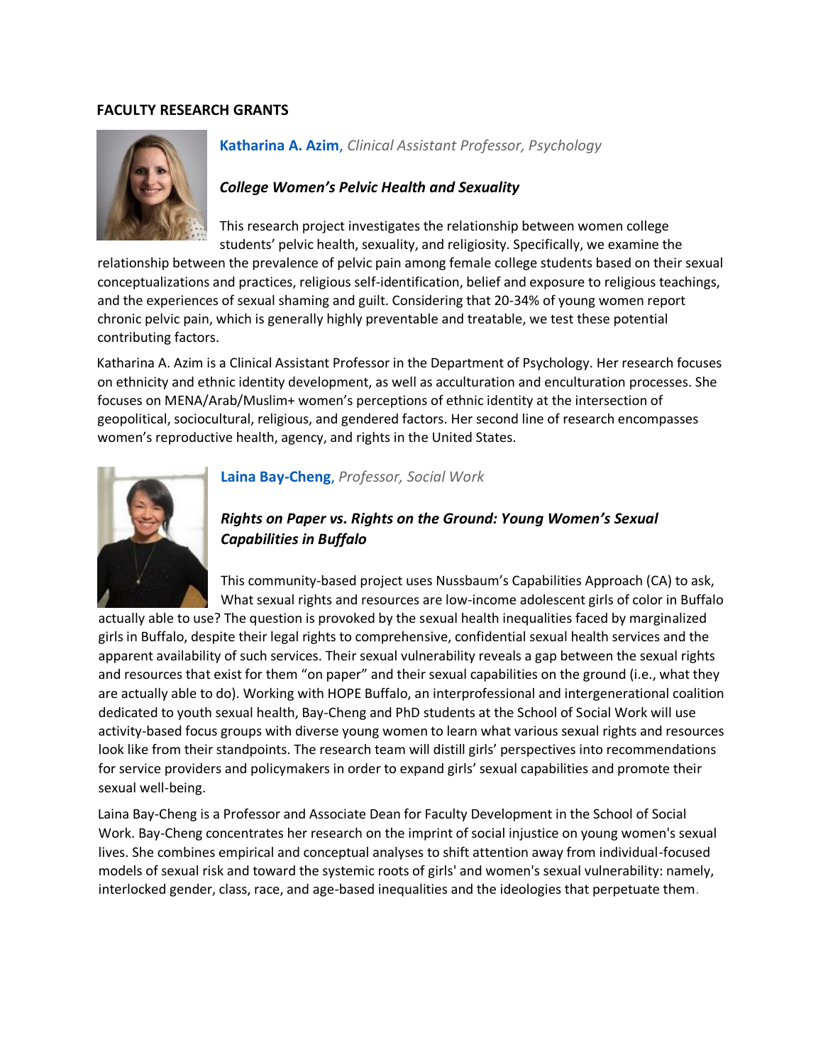## FACULTY RESEARCH GRANTS

**Katharina A. Azim**, *Clinical Assistant Professor, Psychology*

### *College Women's Pelvic Health and Sexuality*

This research project investigates the relationship between women college students' pelvic health, sexuality, and religiosity. Specifically, we examine the relationship between the prevalence of pelvic pain among female college students based on their sexual conceptualizations and practices, religious self-identification, belief and exposure to religious teachings, and the experiences of sexual shaming and guilt. Considering that 20-34% of young women report chronic pelvic pain, which is generally highly preventable and treatable, we test these potential contributing factors.

Katharina A. Azim is a Clinical Assistant Professor in the Department of Psychology. Her research focuses on ethnicity and ethnic identity development, as well as acculturation and enculturation processes. She focuses on MENA/Arab/Muslim+ women's perceptions of ethnic identity at the intersection of geopolitical, sociocultural, religious, and gendered factors. Her second line of research encompasses women's reproductive health, agency, and rights in the United States.

**Laina Bay-Cheng**, *Professor, Social Work*

### *Rights on Paper vs. Rights on the Ground: Young Women's Sexual Capabilities in Buffalo*

This community-based project uses Nussbaum's Capabilities Approach (CA) to ask, What sexual rights and resources are low-income adolescent girls of color in Buffalo actually able to use? The question is provoked by the sexual health inequalities faced by marginalized girls in Buffalo, despite their legal rights to comprehensive, confidential sexual health services and the apparent availability of such services. Their sexual vulnerability reveals a gap between the sexual rights and resources that exist for them "on paper" and their sexual capabilities on the ground (i.e., what they are actually able to do). Working with HOPE Buffalo, an interprofessional and intergenerational coalition dedicated to youth sexual health, Bay-Cheng and PhD students at the School of Social Work will use activity-based focus groups with diverse young women to learn what various sexual rights and resources look like from their standpoints. The research team will distill girls' perspectives into recommendations for service providers and policymakers in order to expand girls' sexual capabilities and promote their sexual well-being.

Laina Bay-Cheng is a Professor and Associate Dean for Faculty Development in the School of Social Work. Bay-Cheng concentrates her research on the imprint of social injustice on young women's sexual lives. She combines empirical and conceptual analyses to shift attention away from individual-focused models of sexual risk and toward the systemic roots of girls' and women's sexual vulnerability: namely, interlocked gender, class, race, and age-based inequalities and the ideologies that perpetuate them.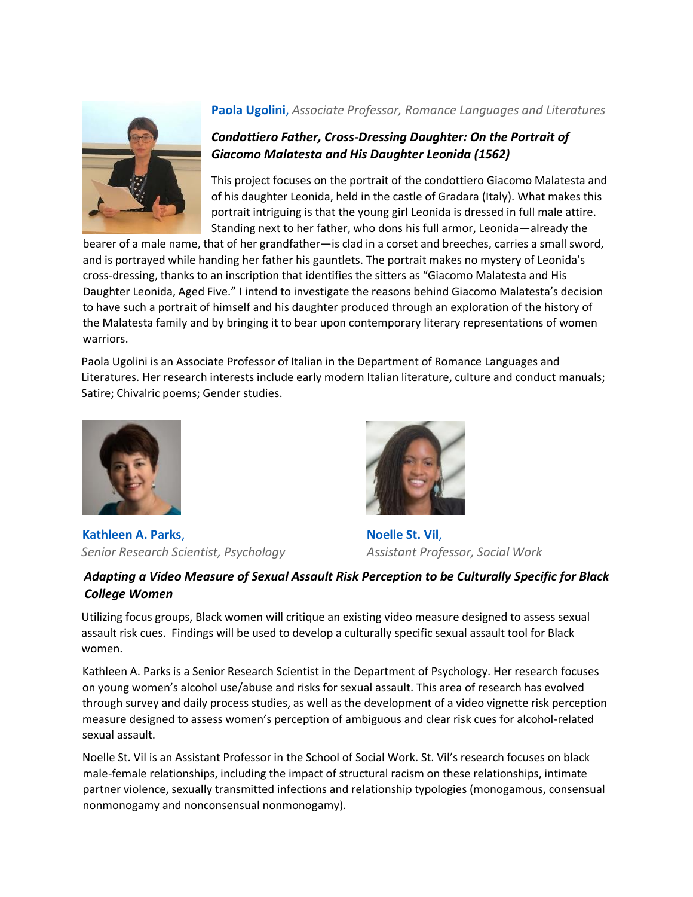**Paola Ugolini**, *Associate Professor, Romance Languages and Literatures*

***Condottiero Father, Cross-Dressing Daughter: On the Portrait of Giacomo Malatesta and His Daughter Leonida (1562)***

This project focuses on the portrait of the condottiero Giacomo Malatesta and of his daughter Leonida, held in the castle of Gradara (Italy). What makes this portrait intriguing is that the young girl Leonida is dressed in full male attire. Standing next to her father, who dons his full armor, Leonida—already the bearer of a male name, that of her grandfather—is clad in a corset and breeches, carries a small sword, and is portrayed while handing her father his gauntlets. The portrait makes no mystery of Leonida's cross-dressing, thanks to an inscription that identifies the sitters as "Giacomo Malatesta and His Daughter Leonida, Aged Five." I intend to investigate the reasons behind Giacomo Malatesta's decision to have such a portrait of himself and his daughter produced through an exploration of the history of the Malatesta family and by bringing it to bear upon contemporary literary representations of women warriors.

Paola Ugolini is an Associate Professor of Italian in the Department of Romance Languages and Literatures. Her research interests include early modern Italian literature, culture and conduct manuals; Satire; Chivalric poems; Gender studies.

**Kathleen A. Parks**, *Senior Research Scientist, Psychology*

**Noelle St. Vil**, *Assistant Professor, Social Work*

***Adapting a Video Measure of Sexual Assault Risk Perception to be Culturally Specific for Black College Women***

Utilizing focus groups, Black women will critique an existing video measure designed to assess sexual assault risk cues. Findings will be used to develop a culturally specific sexual assault tool for Black women.

Kathleen A. Parks is a Senior Research Scientist in the Department of Psychology. Her research focuses on young women's alcohol use/abuse and risks for sexual assault. This area of research has evolved through survey and daily process studies, as well as the development of a video vignette risk perception measure designed to assess women's perception of ambiguous and clear risk cues for alcohol-related sexual assault.

Noelle St. Vil is an Assistant Professor in the School of Social Work. St. Vil's research focuses on black male-female relationships, including the impact of structural racism on these relationships, intimate partner violence, sexually transmitted infections and relationship typologies (monogamous, consensual nonmonogamy and nonconsensual nonmonogamy).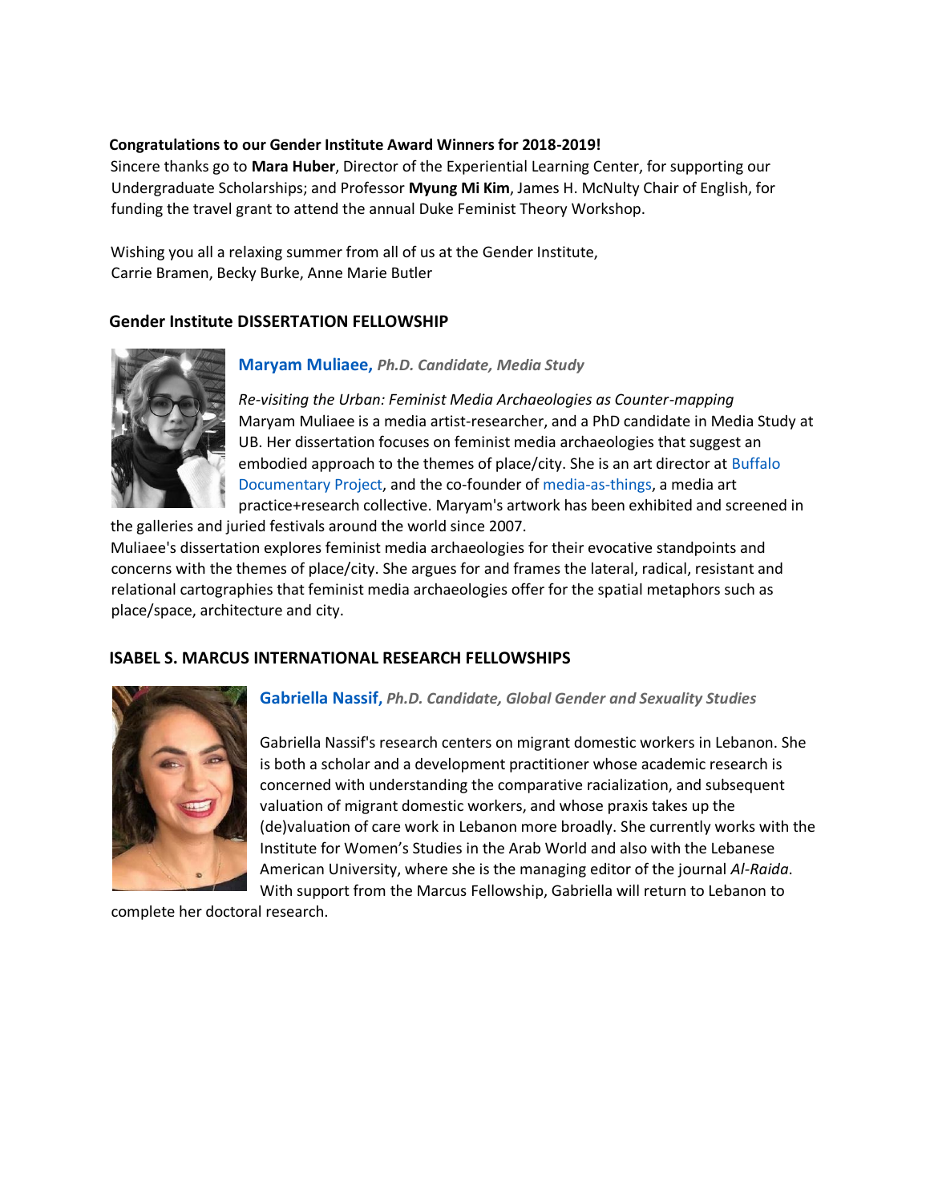**Congratulations to our Gender Institute Award Winners for 2018-2019!**

Sincere thanks go to **Mara Huber**, Director of the Experiential Learning Center, for supporting our Undergraduate Scholarships; and Professor **Myung Mi Kim**, James H. McNulty Chair of English, for funding the travel grant to attend the annual Duke Feminist Theory Workshop.

Wishing you all a relaxing summer from all of us at the Gender Institute,
Carrie Bramen, Becky Burke, Anne Marie Butler

## Gender Institute DISSERTATION FELLOWSHIP

### Maryam Muliaee, *Ph.D. Candidate, Media Study*

*Re-visiting the Urban: Feminist Media Archaeologies as Counter-mapping*

Maryam Muliaee is a media artist-researcher, and a PhD candidate in Media Study at UB. Her dissertation focuses on feminist media archaeologies that suggest an embodied approach to the themes of place/city. She is an art director at Buffalo Documentary Project, and the co-founder of media-as-things, a media art practice+research collective. Maryam's artwork has been exhibited and screened in the galleries and juried festivals around the world since 2007.

Muliaee's dissertation explores feminist media archaeologies for their evocative standpoints and concerns with the themes of place/city. She argues for and frames the lateral, radical, resistant and relational cartographies that feminist media archaeologies offer for the spatial metaphors such as place/space, architecture and city.

## ISABEL S. MARCUS INTERNATIONAL RESEARCH FELLOWSHIPS

### Gabriella Nassif, *Ph.D. Candidate, Global Gender and Sexuality Studies*

Gabriella Nassif's research centers on migrant domestic workers in Lebanon. She is both a scholar and a development practitioner whose academic research is concerned with understanding the comparative racialization, and subsequent valuation of migrant domestic workers, and whose praxis takes up the (de)valuation of care work in Lebanon more broadly. She currently works with the Institute for Women's Studies in the Arab World and also with the Lebanese American University, where she is the managing editor of the journal *Al-Raida*. With support from the Marcus Fellowship, Gabriella will return to Lebanon to complete her doctoral research.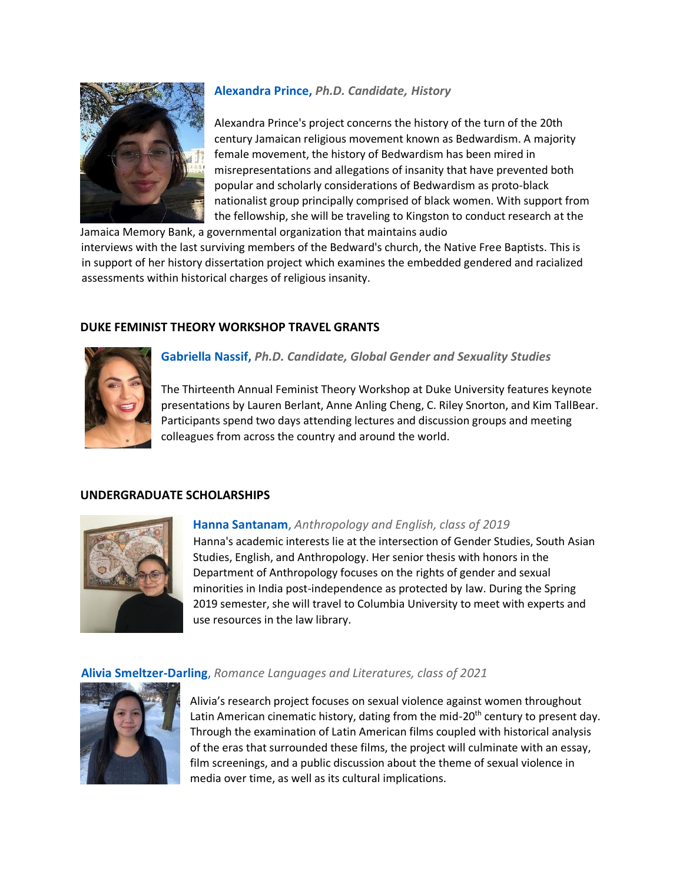**Alexandra Prince,** *Ph.D. Candidate, History*

Alexandra Prince's project concerns the history of the turn of the 20th century Jamaican religious movement known as Bedwardism. A majority female movement, the history of Bedwardism has been mired in misrepresentations and allegations of insanity that have prevented both popular and scholarly considerations of Bedwardism as proto-black nationalist group principally comprised of black women. With support from the fellowship, she will be traveling to Kingston to conduct research at the Jamaica Memory Bank, a governmental organization that maintains audio interviews with the last surviving members of the Bedward's church, the Native Free Baptists. This is in support of her history dissertation project which examines the embedded gendered and racialized assessments within historical charges of religious insanity.

## DUKE FEMINIST THEORY WORKSHOP TRAVEL GRANTS

**Gabriella Nassif,** *Ph.D. Candidate, Global Gender and Sexuality Studies*

The Thirteenth Annual Feminist Theory Workshop at Duke University features keynote presentations by Lauren Berlant, Anne Anling Cheng, C. Riley Snorton, and Kim TallBear. Participants spend two days attending lectures and discussion groups and meeting colleagues from across the country and around the world.

## UNDERGRADUATE SCHOLARSHIPS

**Hanna Santanam**, *Anthropology and English, class of 2019*

Hanna's academic interests lie at the intersection of Gender Studies, South Asian Studies, English, and Anthropology. Her senior thesis with honors in the Department of Anthropology focuses on the rights of gender and sexual minorities in India post-independence as protected by law. During the Spring 2019 semester, she will travel to Columbia University to meet with experts and use resources in the law library.

**Alivia Smeltzer-Darling**, *Romance Languages and Literatures, class of 2021*

Alivia's research project focuses on sexual violence against women throughout Latin American cinematic history, dating from the mid-20th century to present day. Through the examination of Latin American films coupled with historical analysis of the eras that surrounded these films, the project will culminate with an essay, film screenings, and a public discussion about the theme of sexual violence in media over time, as well as its cultural implications.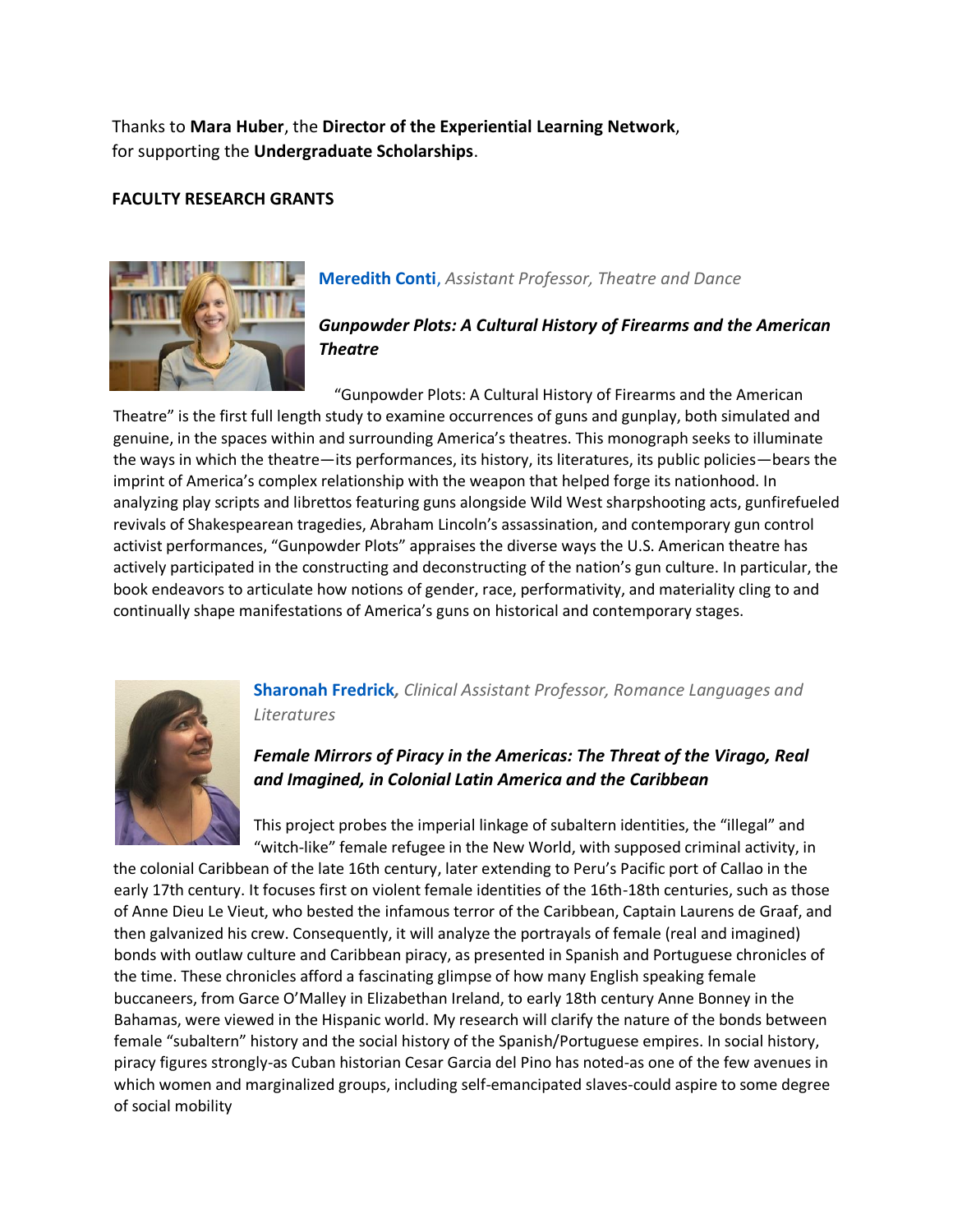Thanks to **Mara Huber**, the **Director of the Experiential Learning Network**, for supporting the **Undergraduate Scholarships**.

**FACULTY RESEARCH GRANTS**

**Meredith Conti**, *Assistant Professor, Theatre and Dance*

***Gunpowder Plots: A Cultural History of Firearms and the American Theatre***

"Gunpowder Plots: A Cultural History of Firearms and the American Theatre" is the first full length study to examine occurrences of guns and gunplay, both simulated and genuine, in the spaces within and surrounding America's theatres. This monograph seeks to illuminate the ways in which the theatre—its performances, its history, its literatures, its public policies—bears the imprint of America's complex relationship with the weapon that helped forge its nationhood. In analyzing play scripts and librettos featuring guns alongside Wild West sharpshooting acts, gunfirefueled revivals of Shakespearean tragedies, Abraham Lincoln's assassination, and contemporary gun control activist performances, "Gunpowder Plots" appraises the diverse ways the U.S. American theatre has actively participated in the constructing and deconstructing of the nation's gun culture. In particular, the book endeavors to articulate how notions of gender, race, performativity, and materiality cling to and continually shape manifestations of America's guns on historical and contemporary stages.

**Sharonah Fredrick**, *Clinical Assistant Professor, Romance Languages and Literatures*

***Female Mirrors of Piracy in the Americas: The Threat of the Virago, Real and Imagined, in Colonial Latin America and the Caribbean***

This project probes the imperial linkage of subaltern identities, the "illegal" and "witch-like" female refugee in the New World, with supposed criminal activity, in the colonial Caribbean of the late 16th century, later extending to Peru's Pacific port of Callao in the early 17th century. It focuses first on violent female identities of the 16th-18th centuries, such as those of Anne Dieu Le Vieut, who bested the infamous terror of the Caribbean, Captain Laurens de Graaf, and then galvanized his crew. Consequently, it will analyze the portrayals of female (real and imagined) bonds with outlaw culture and Caribbean piracy, as presented in Spanish and Portuguese chronicles of the time. These chronicles afford a fascinating glimpse of how many English speaking female buccaneers, from Garce O'Malley in Elizabethan Ireland, to early 18th century Anne Bonney in the Bahamas, were viewed in the Hispanic world. My research will clarify the nature of the bonds between female "subaltern" history and the social history of the Spanish/Portuguese empires. In social history, piracy figures strongly-as Cuban historian Cesar Garcia del Pino has noted-as one of the few avenues in which women and marginalized groups, including self-emancipated slaves-could aspire to some degree of social mobility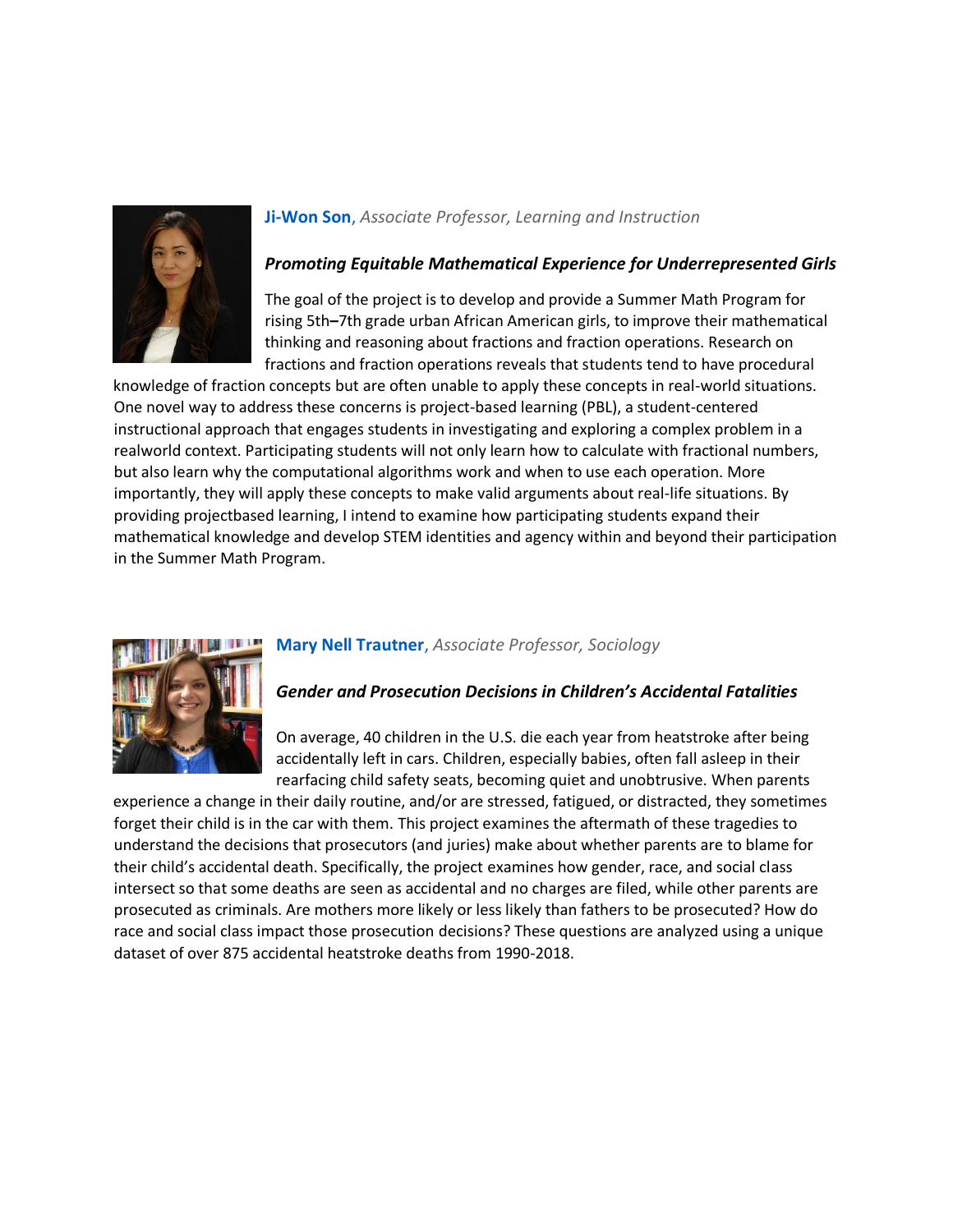**Ji-Won Son**, *Associate Professor, Learning and Instruction*

***Promoting Equitable Mathematical Experience for Underrepresented Girls***

The goal of the project is to develop and provide a Summer Math Program for rising 5th–7th grade urban African American girls, to improve their mathematical thinking and reasoning about fractions and fraction operations. Research on fractions and fraction operations reveals that students tend to have procedural knowledge of fraction concepts but are often unable to apply these concepts in real-world situations. One novel way to address these concerns is project-based learning (PBL), a student-centered instructional approach that engages students in investigating and exploring a complex problem in a realworld context. Participating students will not only learn how to calculate with fractional numbers, but also learn why the computational algorithms work and when to use each operation. More importantly, they will apply these concepts to make valid arguments about real-life situations. By providing projectbased learning, I intend to examine how participating students expand their mathematical knowledge and develop STEM identities and agency within and beyond their participation in the Summer Math Program.

**Mary Nell Trautner**, *Associate Professor, Sociology*

***Gender and Prosecution Decisions in Children's Accidental Fatalities***

On average, 40 children in the U.S. die each year from heatstroke after being accidentally left in cars. Children, especially babies, often fall asleep in their rearfacing child safety seats, becoming quiet and unobtrusive. When parents experience a change in their daily routine, and/or are stressed, fatigued, or distracted, they sometimes forget their child is in the car with them. This project examines the aftermath of these tragedies to understand the decisions that prosecutors (and juries) make about whether parents are to blame for their child's accidental death. Specifically, the project examines how gender, race, and social class intersect so that some deaths are seen as accidental and no charges are filed, while other parents are prosecuted as criminals. Are mothers more likely or less likely than fathers to be prosecuted? How do race and social class impact those prosecution decisions? These questions are analyzed using a unique dataset of over 875 accidental heatstroke deaths from 1990-2018.